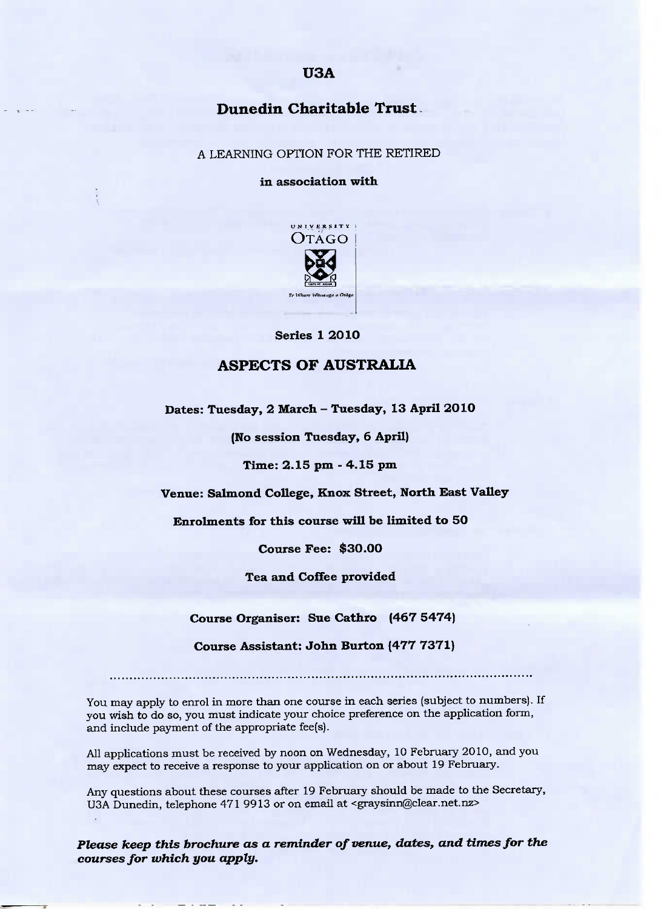# U3A

## Dunedin Charitable Trust

A LEARNING OPTION FOR THE RETIRED

**in association with**

UNIVERSITY OTAGO

Te Whare Wānanga o Otāgo

**Series 1 2010**

## ASPECTS OF AUSTRALIA

**Dates: Tuesday, 2 March – Tuesday, 13 April 2010**

**(No session Tuesday, 6 April)**

**Time: 2.15 pm - 4.15 pm**

**Venue: Salmond College, Knox Street, North East Valley**

**Enrolments for this course will be limited to 50**

**Course Fee: $30.00**

**Tea and Coffee provided**

**Course Organiser: Sue Cathro (467 5474)**

**Course Assistant: John Burton (477 7371)**

.................................................................................................................

You may apply to enrol in more than one course in each series (subject to numbers). If you wish to do so, you must indicate your choice preference on the application form, and include payment of the appropriate fee(s).

All applications must be received by noon on Wednesday, 10 February 2010, and you may expect to receive a response to your application on or about 19 February.

Any questions about these courses after 19 February should be made to the Secretary, U3A Dunedin, telephone 471 9913 or on email at <graysinn@clear.net.nz>

***Please keep this brochure as a reminder of venue, dates, and times for the courses for which you apply.***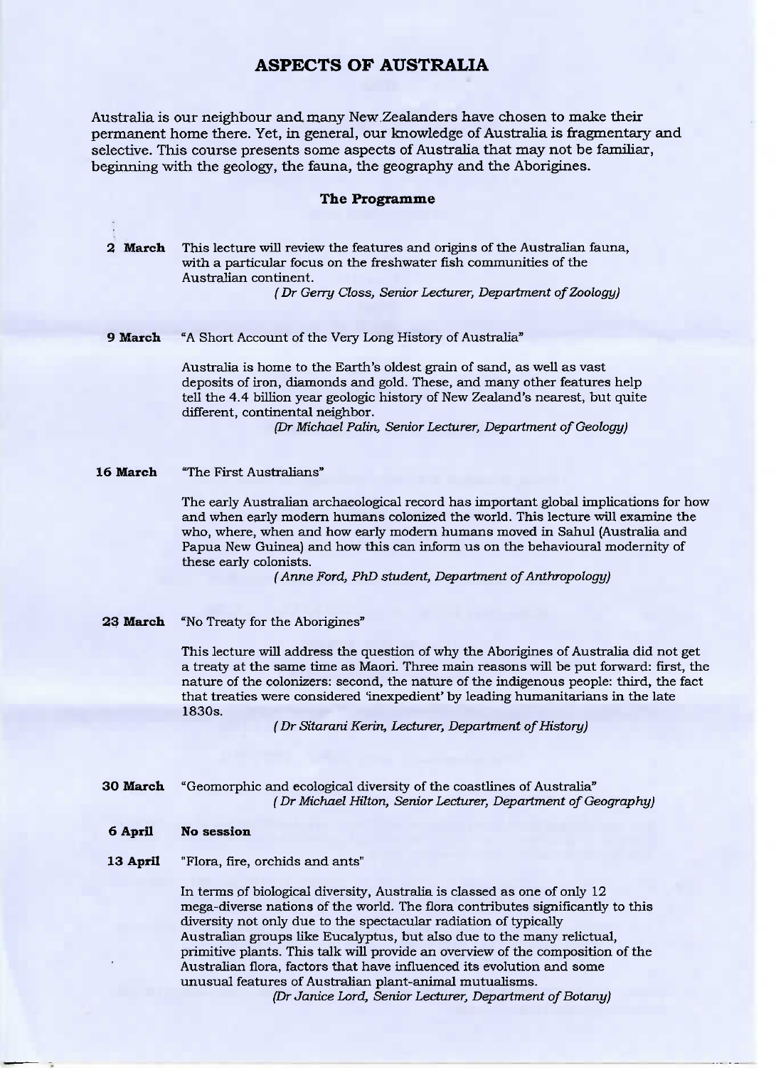# ASPECTS OF AUSTRALIA

Australia is our neighbour and many New Zealanders have chosen to make their permanent home there. Yet, in general, our knowledge of Australia is fragmentary and selective. This course presents some aspects of Australia that may not be familiar, beginning with the geology, the fauna, the geography and the Aborigines.

## The Programme

**2 March** This lecture will review the features and origins of the Australian fauna, with a particular focus on the freshwater fish communities of the Australian continent.

*(Dr Gerry Closs, Senior Lecturer, Department of Zoology)*

**9 March** "A Short Account of the Very Long History of Australia"

Australia is home to the Earth's oldest grain of sand, as well as vast deposits of iron, diamonds and gold. These, and many other features help tell the 4.4 billion year geologic history of New Zealand's nearest, but quite different, continental neighbor.

*(Dr Michael Palin, Senior Lecturer, Department of Geology)*

**16 March** "The First Australians"

The early Australian archaeological record has important global implications for how and when early modern humans colonized the world. This lecture will examine the who, where, when and how early modern humans moved in Sahul (Australia and Papua New Guinea) and how this can inform us on the behavioural modernity of these early colonists.

*(Anne Ford, PhD student, Department of Anthropology)*

**23 March** "No Treaty for the Aborigines"

This lecture will address the question of why the Aborigines of Australia did not get a treaty at the same time as Maori. Three main reasons will be put forward: first, the nature of the colonizers: second, the nature of the indigenous people: third, the fact that treaties were considered 'inexpedient' by leading humanitarians in the late 1830s.

*(Dr Sitarani Kerin, Lecturer, Department of History)*

**30 March** "Geomorphic and ecological diversity of the coastlines of Australia"

*(Dr Michael Hilton, Senior Lecturer, Department of Geography)*

**6 April** **No session**

**13 April** "Flora, fire, orchids and ants"

In terms of biological diversity, Australia is classed as one of only 12 mega-diverse nations of the world. The flora contributes significantly to this diversity not only due to the spectacular radiation of typically Australian groups like Eucalyptus, but also due to the many relictual, primitive plants. This talk will provide an overview of the composition of the Australian flora, factors that have influenced its evolution and some unusual features of Australian plant-animal mutualisms.

*(Dr Janice Lord, Senior Lecturer, Department of Botany)*